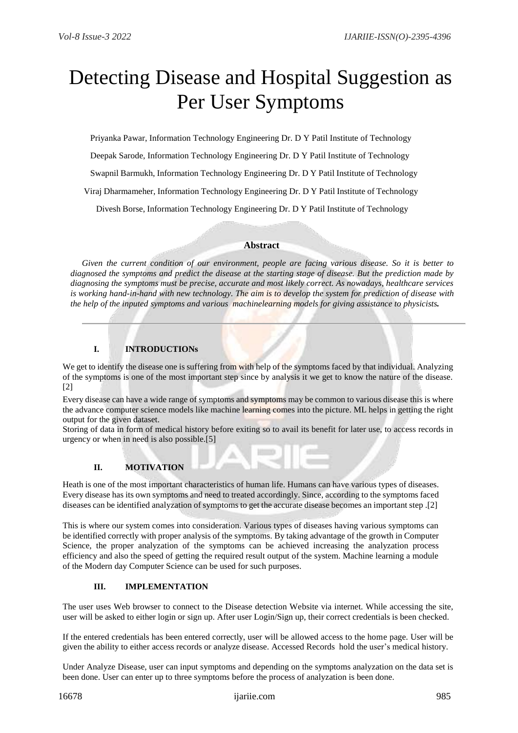# Detecting Disease and Hospital Suggestion as Per User Symptoms

Priyanka Pawar, Information Technology Engineering Dr. D Y Patil Institute of Technology

Deepak Sarode, Information Technology Engineering Dr. D Y Patil Institute of Technology

Swapnil Barmukh, Information Technology Engineering Dr. D Y Patil Institute of Technology

Viraj Dharmameher, Information Technology Engineering Dr. D Y Patil Institute of Technology

Divesh Borse, Information Technology Engineering Dr. D Y Patil Institute of Technology

## Abstract

*Given the current condition of our environment, people are facing various disease. So it is better to diagnosed the symptoms and predict the disease at the starting stage of disease. But the prediction made by diagnosing the symptoms must be precise, accurate and most likely correct. As nowadays, healthcare services is working hand-in-hand with new technology. The aim is to develop the system for prediction of disease with the help of the inputed symptoms and various machinelearning models for giving assistance to physicists.*

## I. INTRODUCTIONs

We get to identify the disease one is suffering from with help of the symptoms faced by that individual. Analyzing of the symptoms is one of the most important step since by analysis it we get to know the nature of the disease. [2]

Every disease can have a wide range of symptoms and symptoms may be common to various disease this is where the advance computer science models like machine learning comes into the picture. ML helps in getting the right output for the given dataset.

Storing of data in form of medical history before exiting so to avail its benefit for later use, to access records in urgency or when in need is also possible.[5]

## II. MOTIVATION

Heath is one of the most important characteristics of human life. Humans can have various types of diseases. Every disease has its own symptoms and need to treated accordingly. Since, according to the symptoms faced diseases can be identified analyzation of symptoms to get the accurate disease becomes an important step .[2]

This is where our system comes into consideration. Various types of diseases having various symptoms can be identified correctly with proper analysis of the symptoms. By taking advantage of the growth in Computer Science, the proper analyzation of the symptoms can be achieved increasing the analyzation process efficiency and also the speed of getting the required result output of the system. Machine learning a module of the Modern day Computer Science can be used for such purposes.

## III. IMPLEMENTATION

The user uses Web browser to connect to the Disease detection Website via internet. While accessing the site, user will be asked to either login or sign up. After user Login/Sign up, their correct credentials is been checked.

If the entered credentials has been entered correctly, user will be allowed access to the home page. User will be given the ability to either access records or analyze disease. Accessed Records hold the user's medical history.

Under Analyze Disease, user can input symptoms and depending on the symptoms analyzation on the data set is been done. User can enter up to three symptoms before the process of analyzation is been done.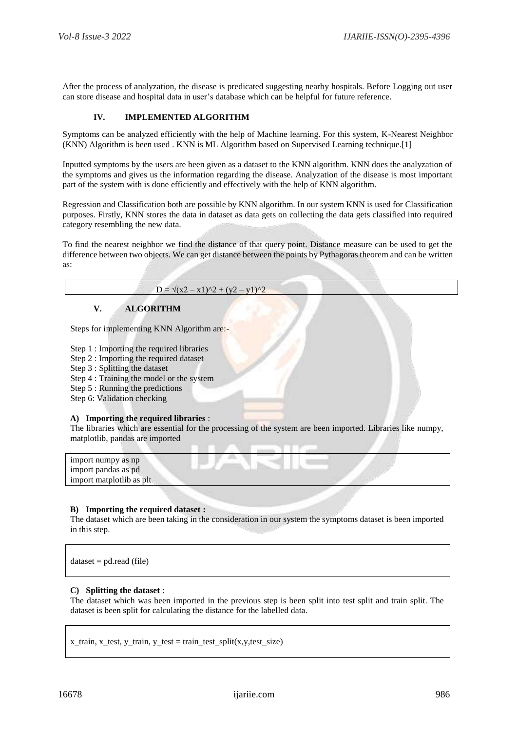After the process of analyzation, the disease is predicated suggesting nearby hospitals. Before Logging out user can store disease and hospital data in user's database which can be helpful for future reference.

## IV. IMPLEMENTED ALGORITHM

Symptoms can be analyzed efficiently with the help of Machine learning. For this system, K-Nearest Neighbor (KNN) Algorithm is been used . KNN is ML Algorithm based on Supervised Learning technique.[1]

Inputted symptoms by the users are been given as a dataset to the KNN algorithm. KNN does the analyzation of the symptoms and gives us the information regarding the disease. Analyzation of the disease is most important part of the system with is done efficiently and effectively with the help of KNN algorithm.

Regression and Classification both are possible by KNN algorithm. In our system KNN is used for Classification purposes. Firstly, KNN stores the data in dataset as data gets on collecting the data gets classified into required category resembling the new data.

To find the nearest neighbor we find the distance of that query point. Distance measure can be used to get the difference between two objects. We can get distance between the points by Pythagoras theorem and can be written as:

$$D = \sqrt{(x2 - x1)^2 + (y2 - y1)^2}$$

## V. ALGORITHM

Steps for implementing KNN Algorithm are:-

Step 1 : Importing the required libraries
Step 2 : Importing the required dataset
Step 3 : Splitting the dataset
Step 4 : Training the model or the system
Step 5 : Running the predictions
Step 6: Validation checking

### A) Importing the required libraries :

The libraries which are essential for the processing of the system are been imported. Libraries like numpy, matplotlib, pandas are imported

```
import numpy as np
import pandas as pd
import matplotlib as plt
```

### B) Importing the required dataset :

The dataset which are been taking in the consideration in our system the symptoms dataset is been imported in this step.

```
dataset = pd.read (file)
```

### C) Splitting the dataset :

The dataset which was been imported in the previous step is been split into test split and train split. The dataset is been split for calculating the distance for the labelled data.

```
x_train, x_test, y_train, y_test = train_test_split(x,y,test_size)
```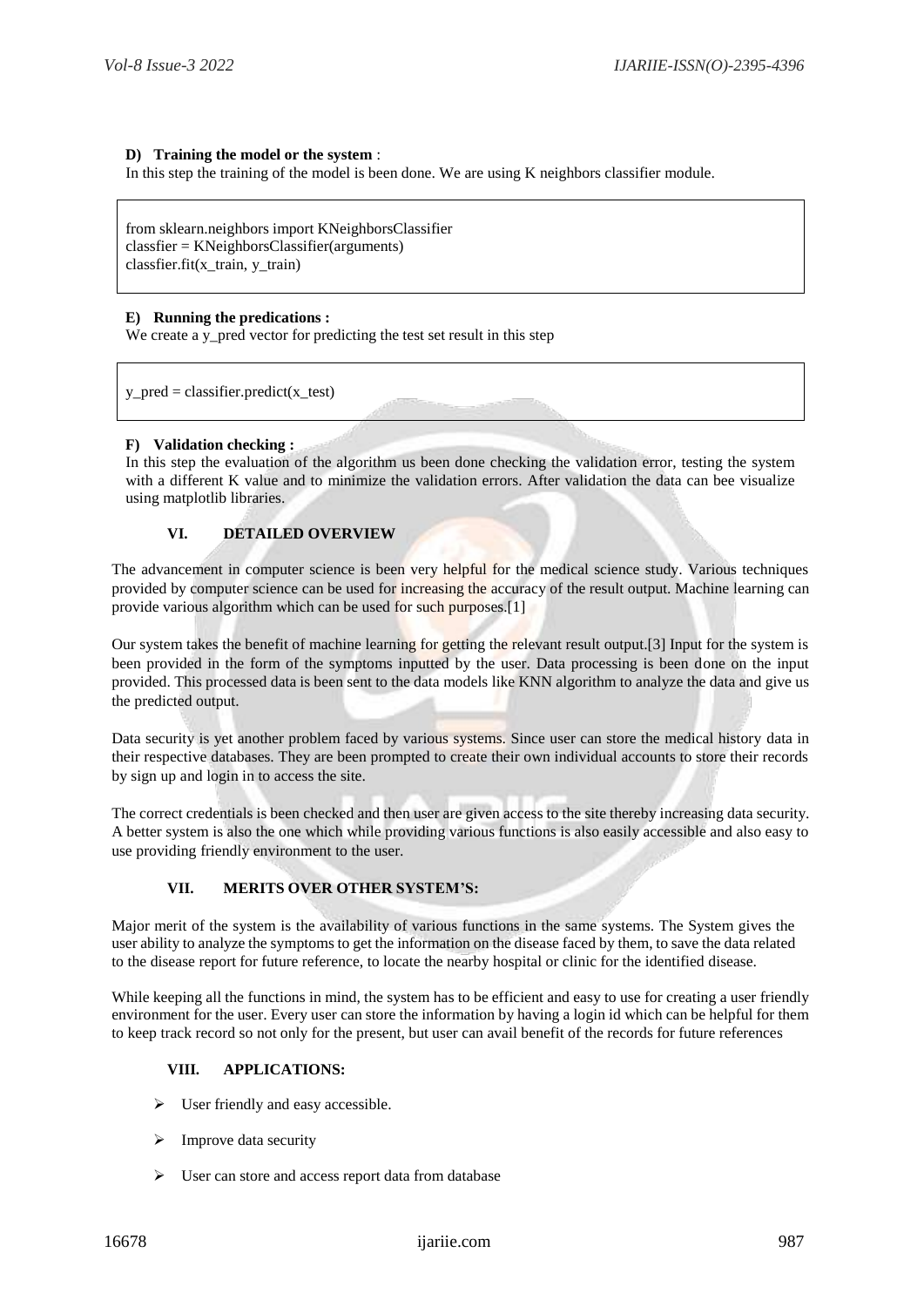**D) Training the model or the system** :

In this step the training of the model is been done. We are using K neighbors classifier module.

```
from sklearn.neighbors import KNeighborsClassifier
classfier = KNeighborsClassifier(arguments)
classfier.fit(x_train, y_train)
```

**E) Running the predications :**

We create a y_pred vector for predicting the test set result in this step

```
y_pred = classifier.predict(x_test)
```

**F) Validation checking :**

In this step the evaluation of the algorithm us been done checking the validation error, testing the system with a different K value and to minimize the validation errors. After validation the data can bee visualize using matplotlib libraries.

## VI. DETAILED OVERVIEW

The advancement in computer science is been very helpful for the medical science study. Various techniques provided by computer science can be used for increasing the accuracy of the result output. Machine learning can provide various algorithm which can be used for such purposes.[1]

Our system takes the benefit of machine learning for getting the relevant result output.[3] Input for the system is been provided in the form of the symptoms inputted by the user. Data processing is been done on the input provided. This processed data is been sent to the data models like KNN algorithm to analyze the data and give us the predicted output.

Data security is yet another problem faced by various systems. Since user can store the medical history data in their respective databases. They are been prompted to create their own individual accounts to store their records by sign up and login in to access the site.

The correct credentials is been checked and then user are given access to the site thereby increasing data security. A better system is also the one which while providing various functions is also easily accessible and also easy to use providing friendly environment to the user.

## VII. MERITS OVER OTHER SYSTEM'S:

Major merit of the system is the availability of various functions in the same systems. The System gives the user ability to analyze the symptoms to get the information on the disease faced by them, to save the data related to the disease report for future reference, to locate the nearby hospital or clinic for the identified disease.

While keeping all the functions in mind, the system has to be efficient and easy to use for creating a user friendly environment for the user. Every user can store the information by having a login id which can be helpful for them to keep track record so not only for the present, but user can avail benefit of the records for future references

## VIII. APPLICATIONS:

- User friendly and easy accessible.
- Improve data security
- User can store and access report data from database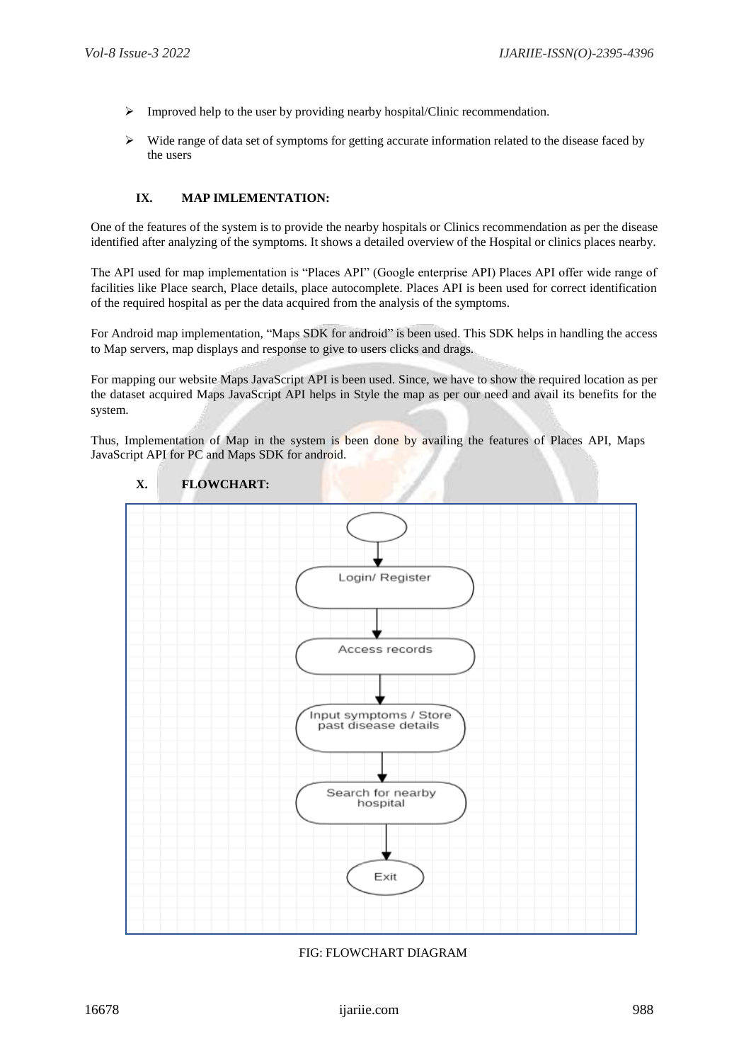- Improved help to the user by providing nearby hospital/Clinic recommendation.
- Wide range of data set of symptoms for getting accurate information related to the disease faced by the users

## IX. MAP IMLEMENTATION:

One of the features of the system is to provide the nearby hospitals or Clinics recommendation as per the disease identified after analyzing of the symptoms. It shows a detailed overview of the Hospital or clinics places nearby.

The API used for map implementation is "Places API" (Google enterprise API) Places API offer wide range of facilities like Place search, Place details, place autocomplete. Places API is been used for correct identification of the required hospital as per the data acquired from the analysis of the symptoms.

For Android map implementation, "Maps SDK for android" is been used. This SDK helps in handling the access to Map servers, map displays and response to give to users clicks and drags.

For mapping our website Maps JavaScript API is been used. Since, we have to show the required location as per the dataset acquired Maps JavaScript API helps in Style the map as per our need and avail its benefits for the system.

Thus, Implementation of Map in the system is been done by availing the features of Places API, Maps JavaScript API for PC and Maps SDK for android.

## X. FLOWCHART:

Login/ Register → Access records → Input symptoms / Store past disease details → Search for nearby hospital → Exit

FIG: FLOWCHART DIAGRAM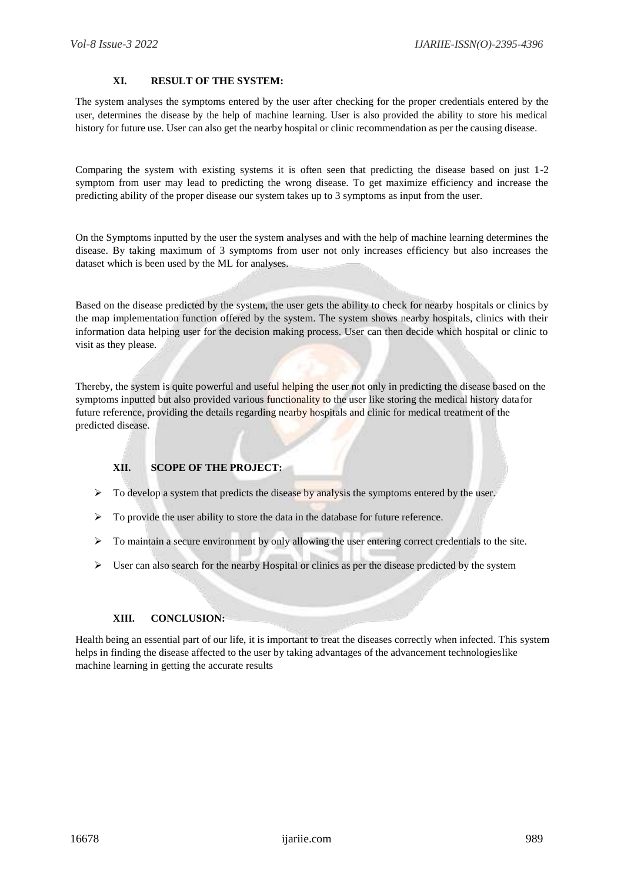## XI. RESULT OF THE SYSTEM:

The system analyses the symptoms entered by the user after checking for the proper credentials entered by the user, determines the disease by the help of machine learning. User is also provided the ability to store his medical history for future use. User can also get the nearby hospital or clinic recommendation as per the causing disease.

Comparing the system with existing systems it is often seen that predicting the disease based on just 1-2 symptom from user may lead to predicting the wrong disease. To get maximize efficiency and increase the predicting ability of the proper disease our system takes up to 3 symptoms as input from the user.

On the Symptoms inputted by the user the system analyses and with the help of machine learning determines the disease. By taking maximum of 3 symptoms from user not only increases efficiency but also increases the dataset which is been used by the ML for analyses.

Based on the disease predicted by the system, the user gets the ability to check for nearby hospitals or clinics by the map implementation function offered by the system. The system shows nearby hospitals, clinics with their information data helping user for the decision making process. User can then decide which hospital or clinic to visit as they please.

Thereby, the system is quite powerful and useful helping the user not only in predicting the disease based on the symptoms inputted but also provided various functionality to the user like storing the medical history datafor future reference, providing the details regarding nearby hospitals and clinic for medical treatment of the predicted disease.

## XII. SCOPE OF THE PROJECT:

- To develop a system that predicts the disease by analysis the symptoms entered by the user.
- To provide the user ability to store the data in the database for future reference.
- To maintain a secure environment by only allowing the user entering correct credentials to the site.
- User can also search for the nearby Hospital or clinics as per the disease predicted by the system

## XIII. CONCLUSION:

Health being an essential part of our life, it is important to treat the diseases correctly when infected. This system helps in finding the disease affected to the user by taking advantages of the advancement technologieslike machine learning in getting the accurate results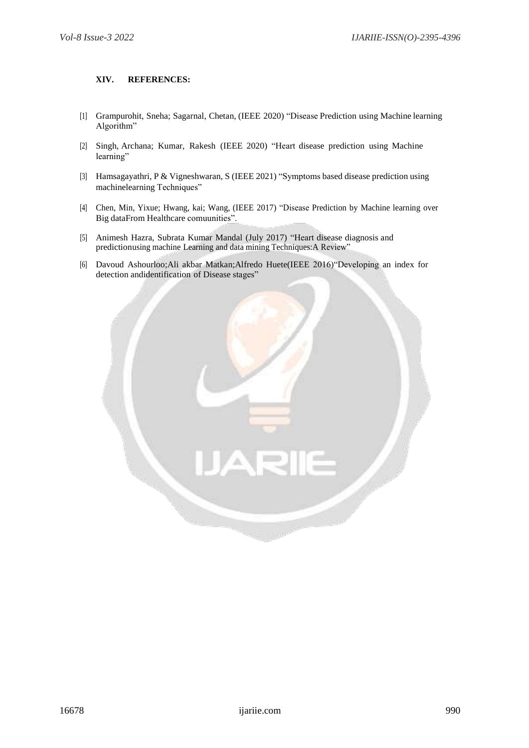### XIV. REFERENCES:

[1] Grampurohit, Sneha; Sagarnal, Chetan, (IEEE 2020) "Disease Prediction using Machine learning Algorithm"

[2] Singh, Archana; Kumar, Rakesh (IEEE 2020) "Heart disease prediction using Machine learning"

[3] Hamsagayathri, P & Vigneshwaran, S (IEEE 2021) "Symptoms based disease prediction using machinelearning Techniques"

[4] Chen, Min, Yixue; Hwang, kai; Wang, (IEEE 2017) "Disease Prediction by Machine learning over Big dataFrom Healthcare comuunities".

[5] Animesh Hazra, Subrata Kumar Mandal (July 2017) "Heart disease diagnosis and predictionusing machine Learning and data mining Techniques:A Review"

[6] Davoud Ashourloo;Ali akbar Matkan;Alfredo Huete(IEEE 2016)"Developing an index for detection andidentification of Disease stages"